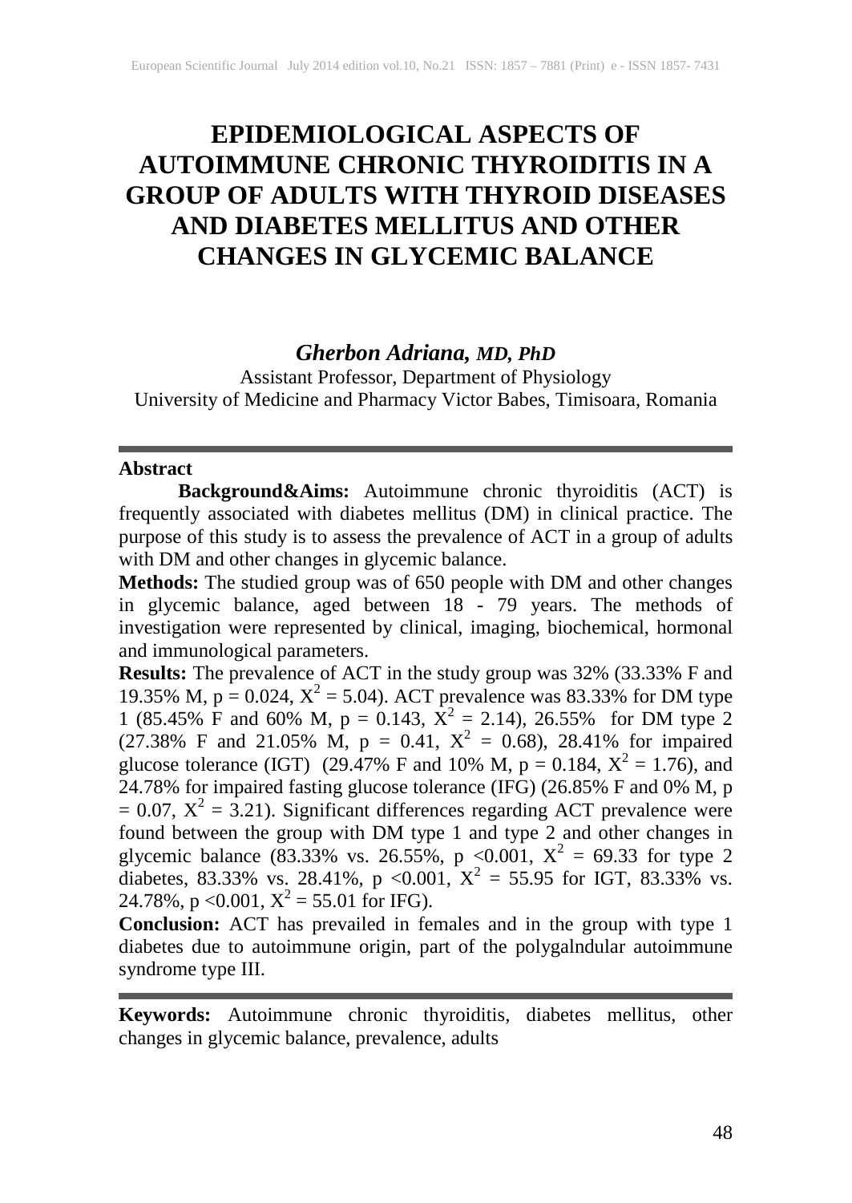# EPIDEMIOLOGICAL ASPECTS OF AUTOIMMUNE CHRONIC THYROIDITIS IN A GROUP OF ADULTS WITH THYROID DISEASES AND DIABETES MELLITUS AND OTHER CHANGES IN GLYCEMIC BALANCE

***Gherbon Adriana, MD, PhD***
Assistant Professor, Department of Physiology
University of Medicine and Pharmacy Victor Babes, Timisoara, Romania

---

## Abstract

**Background&Aims:** Autoimmune chronic thyroiditis (ACT) is frequently associated with diabetes mellitus (DM) in clinical practice. The purpose of this study is to assess the prevalence of ACT in a group of adults with DM and other changes in glycemic balance.

**Methods:** The studied group was of 650 people with DM and other changes in glycemic balance, aged between 18 - 79 years. The methods of investigation were represented by clinical, imaging, biochemical, hormonal and immunological parameters.

**Results:** The prevalence of ACT in the study group was 32% (33.33% F and 19.35% M, $p = 0.024$, $X^2 = 5.04$). ACT prevalence was 83.33% for DM type 1 (85.45% F and 60% M, $p = 0.143$, $X^2 = 2.14$), 26.55% for DM type 2 (27.38% F and 21.05% M, $p = 0.41$, $X^2 = 0.68$), 28.41% for impaired glucose tolerance (IGT) (29.47% F and 10% M, $p = 0.184$, $X^2 = 1.76$), and 24.78% for impaired fasting glucose tolerance (IFG) (26.85% F and 0% M, $p = 0.07$, $X^2 = 3.21$). Significant differences regarding ACT prevalence were found between the group with DM type 1 and type 2 and other changes in glycemic balance (83.33% vs. 26.55%, $p < 0.001$, $X^2 = 69.33$ for type 2 diabetes, 83.33% vs. 28.41%, $p < 0.001$, $X^2 = 55.95$ for IGT, 83.33% vs. 24.78%, $p < 0.001$, $X^2 = 55.01$ for IFG).

**Conclusion:** ACT has prevailed in females and in the group with type 1 diabetes due to autoimmune origin, part of the polygalndular autoimmune syndrome type III.

---

**Keywords:** Autoimmune chronic thyroiditis, diabetes mellitus, other changes in glycemic balance, prevalence, adults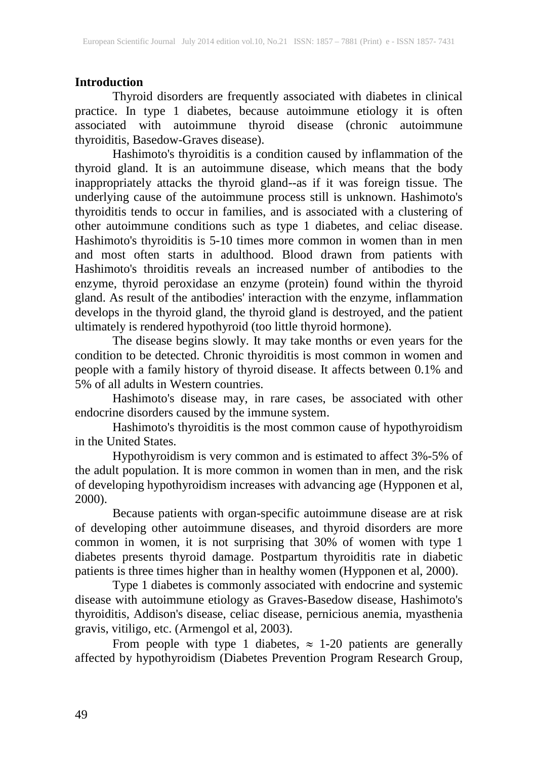## Introduction

Thyroid disorders are frequently associated with diabetes in clinical practice. In type 1 diabetes, because autoimmune etiology it is often associated with autoimmune thyroid disease (chronic autoimmune thyroiditis, Basedow-Graves disease).

Hashimoto's thyroiditis is a condition caused by inflammation of the thyroid gland. It is an autoimmune disease, which means that the body inappropriately attacks the thyroid gland--as if it was foreign tissue. The underlying cause of the autoimmune process still is unknown. Hashimoto's thyroiditis tends to occur in families, and is associated with a clustering of other autoimmune conditions such as type 1 diabetes, and celiac disease. Hashimoto's thyroiditis is 5-10 times more common in women than in men and most often starts in adulthood. Blood drawn from patients with Hashimoto's throiditis reveals an increased number of antibodies to the enzyme, thyroid peroxidase an enzyme (protein) found within the thyroid gland. As result of the antibodies' interaction with the enzyme, inflammation develops in the thyroid gland, the thyroid gland is destroyed, and the patient ultimately is rendered hypothyroid (too little thyroid hormone).

The disease begins slowly. It may take months or even years for the condition to be detected. Chronic thyroiditis is most common in women and people with a family history of thyroid disease. It affects between 0.1% and 5% of all adults in Western countries.

Hashimoto's disease may, in rare cases, be associated with other endocrine disorders caused by the immune system.

Hashimoto's thyroiditis is the most common cause of hypothyroidism in the United States.

Hypothyroidism is very common and is estimated to affect 3%-5% of the adult population. It is more common in women than in men, and the risk of developing hypothyroidism increases with advancing age (Hypponen et al, 2000).

Because patients with organ-specific autoimmune disease are at risk of developing other autoimmune diseases, and thyroid disorders are more common in women, it is not surprising that 30% of women with type 1 diabetes presents thyroid damage. Postpartum thyroiditis rate in diabetic patients is three times higher than in healthy women (Hypponen et al, 2000).

Type 1 diabetes is commonly associated with endocrine and systemic disease with autoimmune etiology as Graves-Basedow disease, Hashimoto's thyroiditis, Addison's disease, celiac disease, pernicious anemia, myasthenia gravis, vitiligo, etc. (Armengol et al, 2003).

From people with type 1 diabetes, $\approx$ 1-20 patients are generally affected by hypothyroidism (Diabetes Prevention Program Research Group,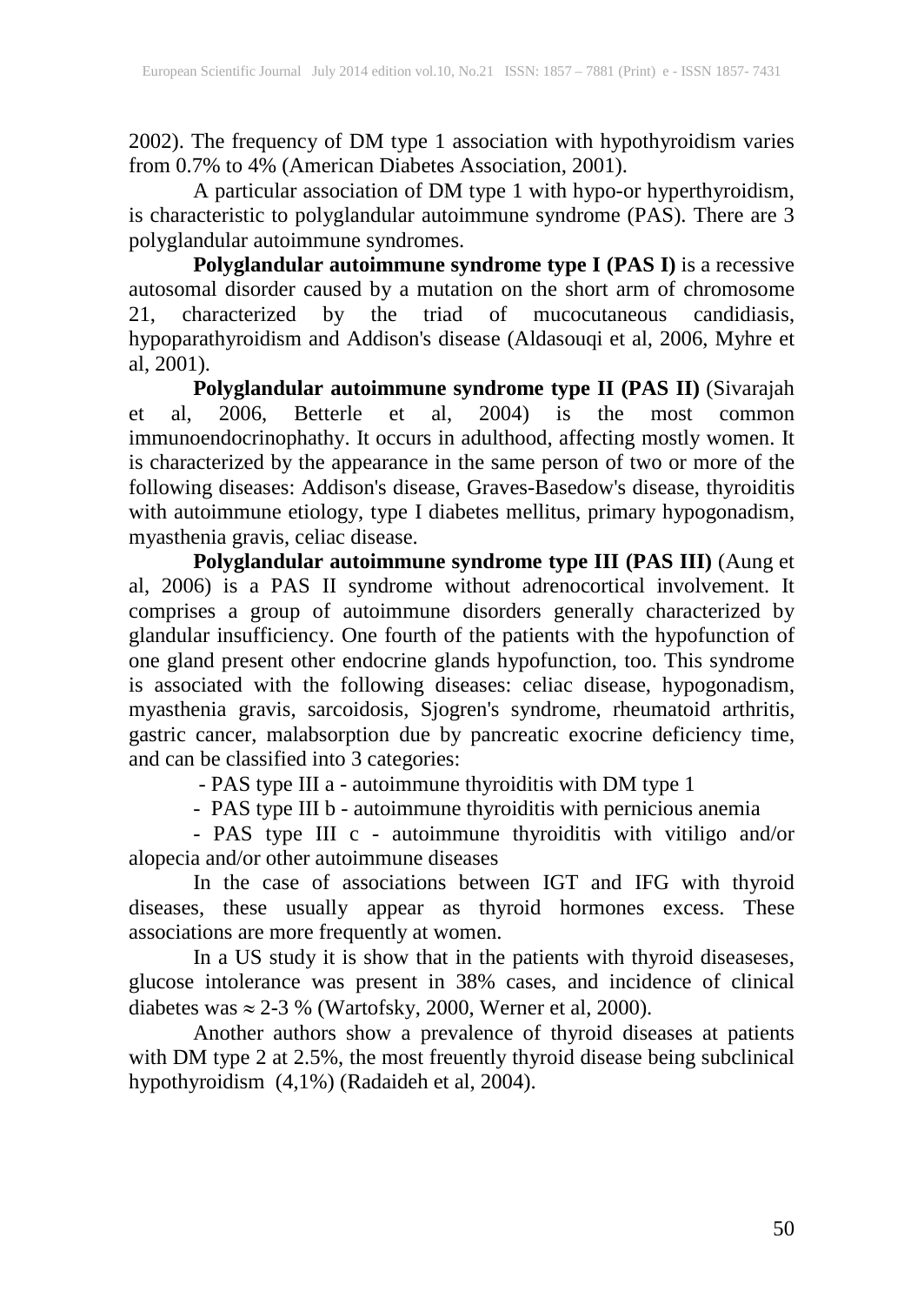2002). The frequency of DM type 1 association with hypothyroidism varies from 0.7% to 4% (American Diabetes Association, 2001).

A particular association of DM type 1 with hypo-or hyperthyroidism, is characteristic to polyglandular autoimmune syndrome (PAS). There are 3 polyglandular autoimmune syndromes.

**Polyglandular autoimmune syndrome type I (PAS I)** is a recessive autosomal disorder caused by a mutation on the short arm of chromosome 21, characterized by the triad of mucocutaneous candidiasis, hypoparathyroidism and Addison's disease (Aldasouqi et al, 2006, Myhre et al, 2001).

**Polyglandular autoimmune syndrome type II (PAS II)** (Sivarajah et al, 2006, Betterle et al, 2004) is the most common immunoendocrinophathy. It occurs in adulthood, affecting mostly women. It is characterized by the appearance in the same person of two or more of the following diseases: Addison's disease, Graves-Basedow's disease, thyroiditis with autoimmune etiology, type I diabetes mellitus, primary hypogonadism, myasthenia gravis, celiac disease.

**Polyglandular autoimmune syndrome type III (PAS III)** (Aung et al, 2006) is a PAS II syndrome without adrenocortical involvement. It comprises a group of autoimmune disorders generally characterized by glandular insufficiency. One fourth of the patients with the hypofunction of one gland present other endocrine glands hypofunction, too. This syndrome is associated with the following diseases: celiac disease, hypogonadism, myasthenia gravis, sarcoidosis, Sjogren's syndrome, rheumatoid arthritis, gastric cancer, malabsorption due by pancreatic exocrine deficiency time, and can be classified into 3 categories:

- PAS type III a - autoimmune thyroiditis with DM type 1
- PAS type III b - autoimmune thyroiditis with pernicious anemia
- PAS type III c - autoimmune thyroiditis with vitiligo and/or alopecia and/or other autoimmune diseases

In the case of associations between IGT and IFG with thyroid diseases, these usually appear as thyroid hormones excess. These associations are more frequently at women.

In a US study it is show that in the patients with thyroid diseaseses, glucose intolerance was present in 38% cases, and incidence of clinical diabetes was $\approx$ 2-3 % (Wartofsky, 2000, Werner et al, 2000).

Another authors show a prevalence of thyroid diseases at patients with DM type 2 at 2.5%, the most freuently thyroid disease being subclinical hypothyroidism (4,1%) (Radaideh et al, 2004).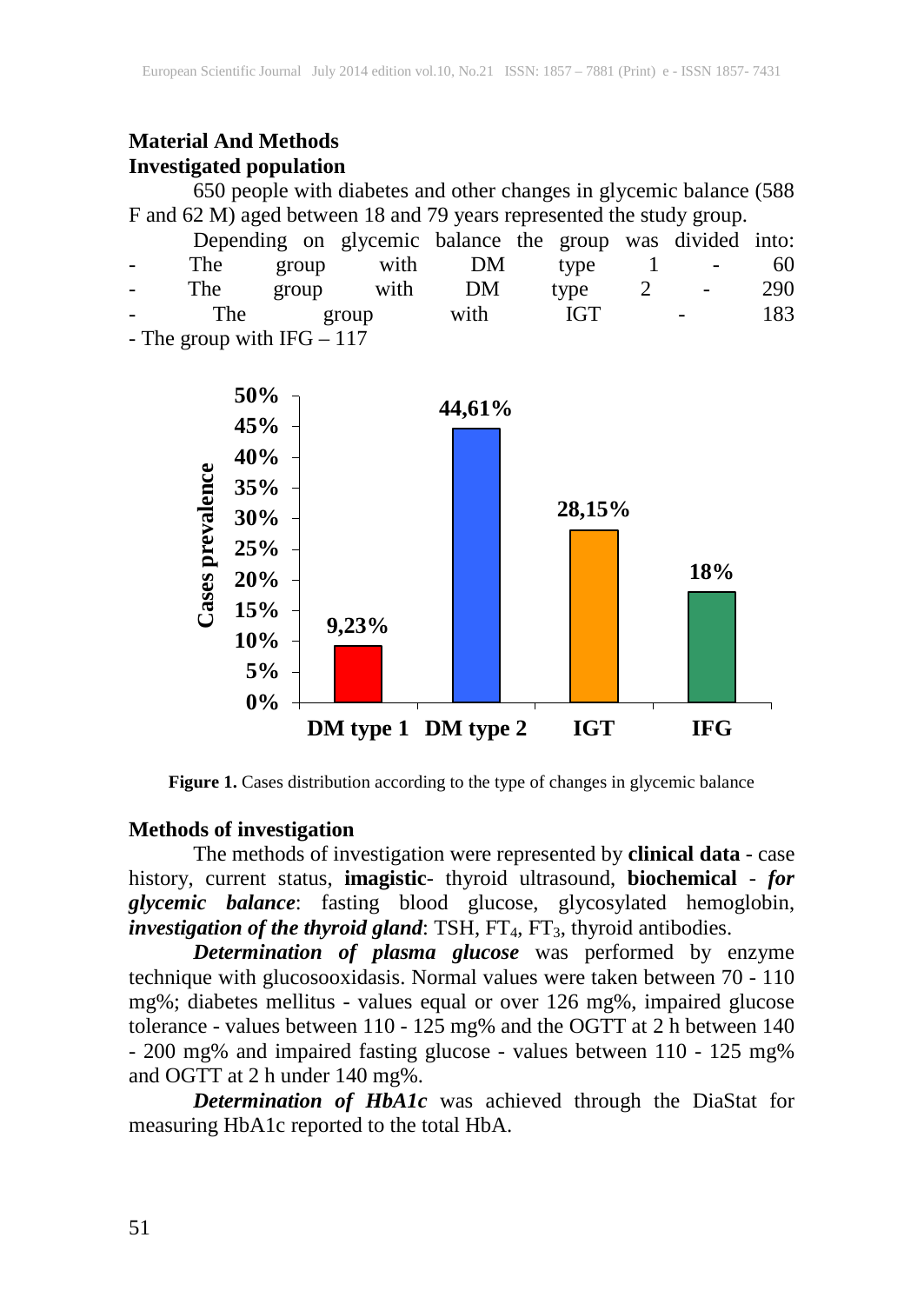**Material And Methods**

**Investigated population**

650 people with diabetes and other changes in glycemic balance (588 F and 62 M) aged between 18 and 79 years represented the study group.

Depending on glycemic balance the group was divided into:

- The group with DM type 1 - 60
- The group with DM type 2 - 290
- The group with IGT - 183
- The group with IFG – 117

**Figure 1.** Cases distribution according to the type of changes in glycemic balance

**Methods of investigation**

The methods of investigation were represented by **clinical data** - case history, current status, **imagistic**- thyroid ultrasound, **biochemical** - ***for glycemic balance***: fasting blood glucose, glycosylated hemoglobin, ***investigation of the thyroid gland***: TSH, $FT_4$, $FT_3$, thyroid antibodies.

***Determination of plasma glucose*** was performed by enzyme technique with glucosooxidasis. Normal values were taken between 70 - 110 mg%; diabetes mellitus - values equal or over 126 mg%, impaired glucose tolerance - values between 110 - 125 mg% and the OGTT at 2 h between 140 - 200 mg% and impaired fasting glucose - values between 110 - 125 mg% and OGTT at 2 h under 140 mg%.

***Determination of HbA1c*** was achieved through the DiaStat for measuring HbA1c reported to the total HbA.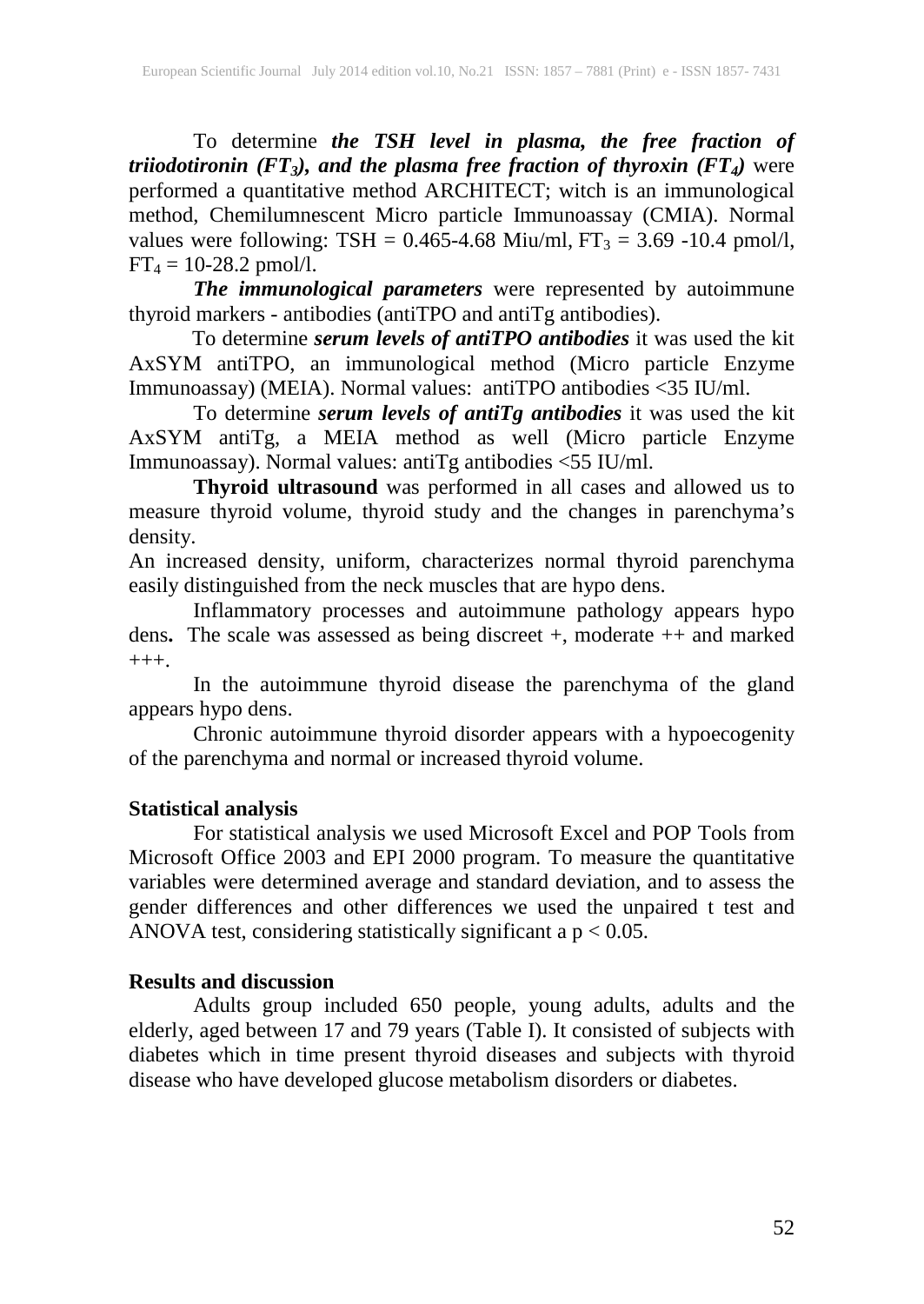To determine ***the TSH level in plasma, the free fraction of triiodotironin ($FT_3$), and the plasma free fraction of thyroxin ($FT_4$)*** were performed a quantitative method ARCHITECT; witch is an immunological method, Chemilumnescent Micro particle Immunoassay (CMIA). Normal values were following: TSH = 0.465-4.68 Miu/ml, $FT_3$ = 3.69 -10.4 pmol/l, $FT_4$ = 10-28.2 pmol/l.

***The immunological parameters*** were represented by autoimmune thyroid markers - antibodies (antiTPO and antiTg antibodies).

To determine ***serum levels of antiTPO antibodies*** it was used the kit AxSYM antiTPO, an immunological method (Micro particle Enzyme Immunoassay) (MEIA). Normal values: antiTPO antibodies <35 IU/ml.

To determine ***serum levels of antiTg antibodies*** it was used the kit AxSYM antiTg, a MEIA method as well (Micro particle Enzyme Immunoassay). Normal values: antiTg antibodies <55 IU/ml.

**Thyroid ultrasound** was performed in all cases and allowed us to measure thyroid volume, thyroid study and the changes in parenchyma's density.

An increased density, uniform, characterizes normal thyroid parenchyma easily distinguished from the neck muscles that are hypo dens.

Inflammatory processes and autoimmune pathology appears hypo dens**.** The scale was assessed as being discreet +, moderate ++ and marked +++.

In the autoimmune thyroid disease the parenchyma of the gland appears hypo dens.

Chronic autoimmune thyroid disorder appears with a hypoecogenity of the parenchyma and normal or increased thyroid volume.

## Statistical analysis

For statistical analysis we used Microsoft Excel and POP Tools from Microsoft Office 2003 and EPI 2000 program. To measure the quantitative variables were determined average and standard deviation, and to assess the gender differences and other differences we used the unpaired t test and ANOVA test, considering statistically significant a $p < 0.05$.

## Results and discussion

Adults group included 650 people, young adults, adults and the elderly, aged between 17 and 79 years (Table I). It consisted of subjects with diabetes which in time present thyroid diseases and subjects with thyroid disease who have developed glucose metabolism disorders or diabetes.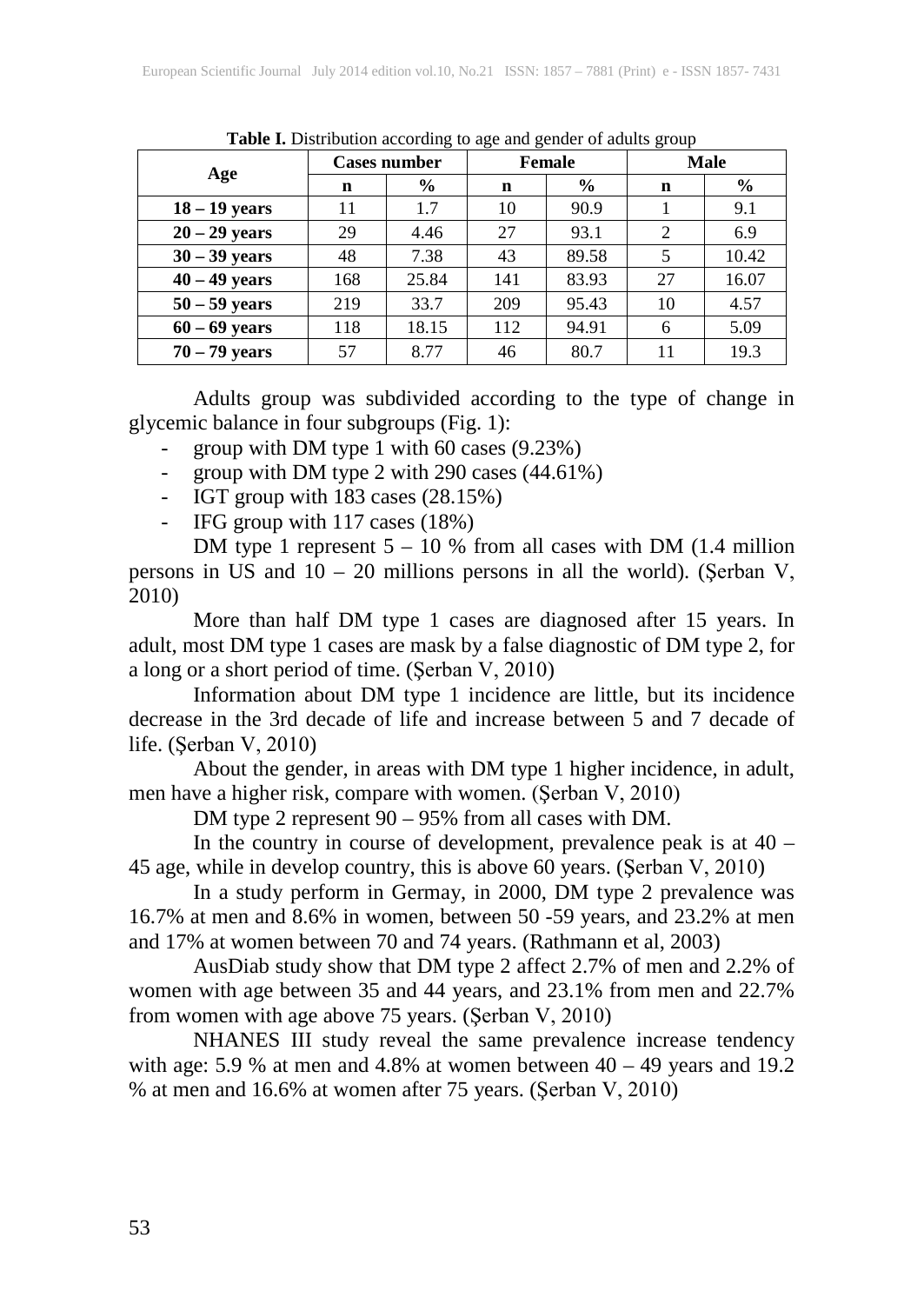**Table I.** Distribution according to age and gender of adults group

| Age | Cases number | | Female | | Male | |
|---|---|---|---|---|---|---|
| | n | % | n | % | n | % |
| **18 – 19 years** | 11 | 1.7 | 10 | 90.9 | 1 | 9.1 |
| **20 – 29 years** | 29 | 4.46 | 27 | 93.1 | 2 | 6.9 |
| **30 – 39 years** | 48 | 7.38 | 43 | 89.58 | 5 | 10.42 |
| **40 – 49 years** | 168 | 25.84 | 141 | 83.93 | 27 | 16.07 |
| **50 – 59 years** | 219 | 33.7 | 209 | 95.43 | 10 | 4.57 |
| **60 – 69 years** | 118 | 18.15 | 112 | 94.91 | 6 | 5.09 |
| **70 – 79 years** | 57 | 8.77 | 46 | 80.7 | 11 | 19.3 |

Adults group was subdivided according to the type of change in glycemic balance in four subgroups (Fig. 1):

- group with DM type 1 with 60 cases (9.23%)
- group with DM type 2 with 290 cases (44.61%)
- IGT group with 183 cases (28.15%)
- IFG group with 117 cases (18%)

DM type 1 represent 5 – 10 % from all cases with DM (1.4 million persons in US and 10 – 20 millions persons in all the world). (Şerban V, 2010)

More than half DM type 1 cases are diagnosed after 15 years. In adult, most DM type 1 cases are mask by a false diagnostic of DM type 2, for a long or a short period of time. (Şerban V, 2010)

Information about DM type 1 incidence are little, but its incidence decrease in the 3rd decade of life and increase between 5 and 7 decade of life. (Şerban V, 2010)

About the gender, in areas with DM type 1 higher incidence, in adult, men have a higher risk, compare with women. (Şerban V, 2010)

DM type 2 represent 90 – 95% from all cases with DM.

In the country in course of development, prevalence peak is at 40 – 45 age, while in develop country, this is above 60 years. (Şerban V, 2010)

In a study perform in Germay, in 2000, DM type 2 prevalence was 16.7% at men and 8.6% in women, between 50 -59 years, and 23.2% at men and 17% at women between 70 and 74 years. (Rathmann et al, 2003)

AusDiab study show that DM type 2 affect 2.7% of men and 2.2% of women with age between 35 and 44 years, and 23.1% from men and 22.7% from women with age above 75 years. (Şerban V, 2010)

NHANES III study reveal the same prevalence increase tendency with age: 5.9 % at men and 4.8% at women between 40 – 49 years and 19.2 % at men and 16.6% at women after 75 years. (Şerban V, 2010)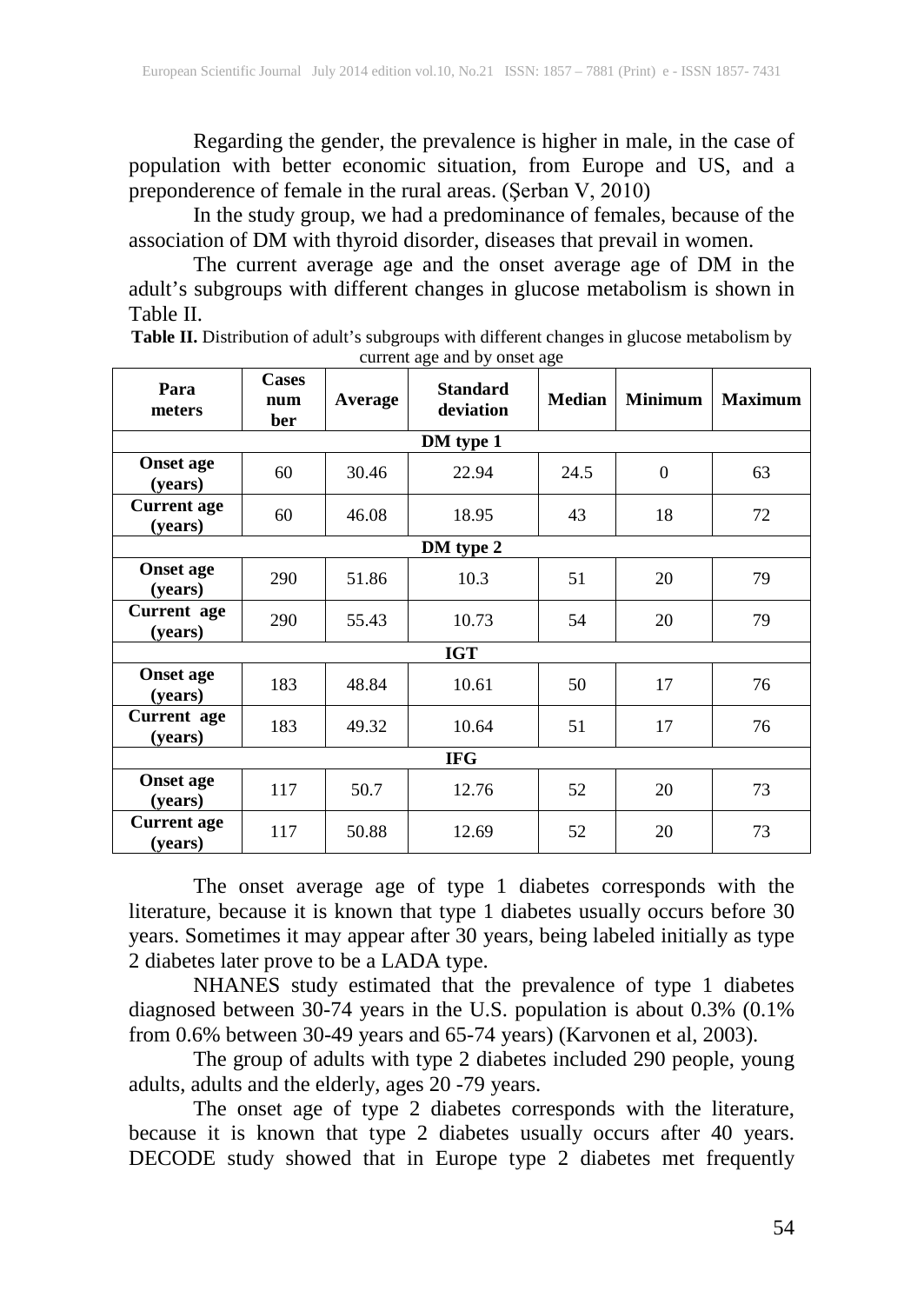Regarding the gender, the prevalence is higher in male, in the case of population with better economic situation, from Europe and US, and a preponderence of female in the rural areas. (Şerban V, 2010)

In the study group, we had a predominance of females, because of the association of DM with thyroid disorder, diseases that prevail in women.

The current average age and the onset average age of DM in the adult's subgroups with different changes in glucose metabolism is shown in Table II.

**Table II.** Distribution of adult's subgroups with different changes in glucose metabolism by current age and by onset age

| Para meters | Cases number | Average | Standard deviation | Median | Minimum | Maximum |
|---|---|---|---|---|---|---|
| **DM type 1** | | | | | | |
| **Onset age (years)** | 60 | 30.46 | 22.94 | 24.5 | 0 | 63 |
| **Current age (years)** | 60 | 46.08 | 18.95 | 43 | 18 | 72 |
| **DM type 2** | | | | | | |
| **Onset age (years)** | 290 | 51.86 | 10.3 | 51 | 20 | 79 |
| **Current age (years)** | 290 | 55.43 | 10.73 | 54 | 20 | 79 |
| **IGT** | | | | | | |
| **Onset age (years)** | 183 | 48.84 | 10.61 | 50 | 17 | 76 |
| **Current age (years)** | 183 | 49.32 | 10.64 | 51 | 17 | 76 |
| **IFG** | | | | | | |
| **Onset age (years)** | 117 | 50.7 | 12.76 | 52 | 20 | 73 |
| **Current age (years)** | 117 | 50.88 | 12.69 | 52 | 20 | 73 |

The onset average age of type 1 diabetes corresponds with the literature, because it is known that type 1 diabetes usually occurs before 30 years. Sometimes it may appear after 30 years, being labeled initially as type 2 diabetes later prove to be a LADA type.

NHANES study estimated that the prevalence of type 1 diabetes diagnosed between 30-74 years in the U.S. population is about 0.3% (0.1% from 0.6% between 30-49 years and 65-74 years) (Karvonen et al, 2003).

The group of adults with type 2 diabetes included 290 people, young adults, adults and the elderly, ages 20 -79 years.

The onset age of type 2 diabetes corresponds with the literature, because it is known that type 2 diabetes usually occurs after 40 years. DECODE study showed that in Europe type 2 diabetes met frequently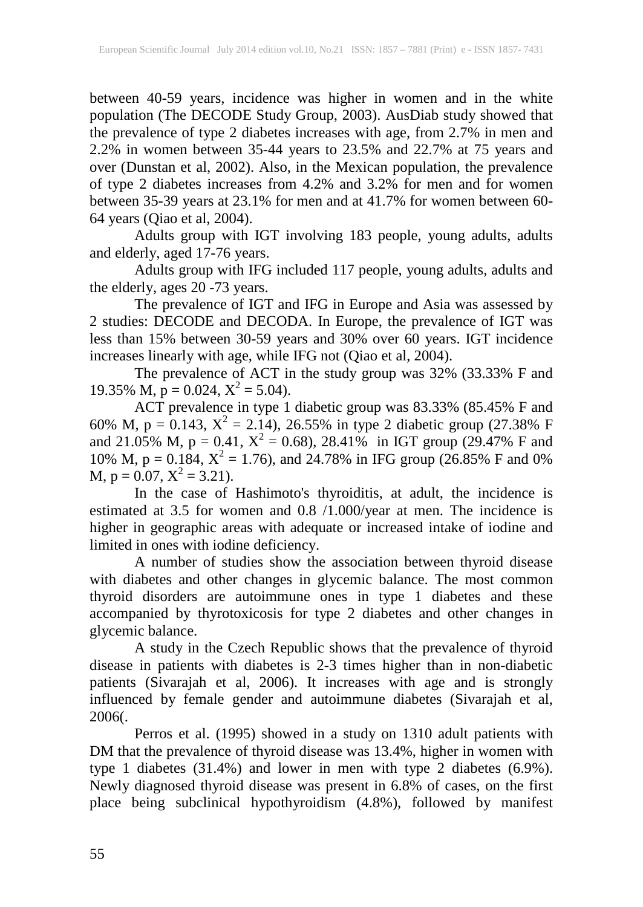between 40-59 years, incidence was higher in women and in the white population (The DECODE Study Group, 2003). AusDiab study showed that the prevalence of type 2 diabetes increases with age, from 2.7% in men and 2.2% in women between 35-44 years to 23.5% and 22.7% at 75 years and over (Dunstan et al, 2002). Also, in the Mexican population, the prevalence of type 2 diabetes increases from 4.2% and 3.2% for men and for women between 35-39 years at 23.1% for men and at 41.7% for women between 60-64 years (Qiao et al, 2004).

Adults group with IGT involving 183 people, young adults, adults and elderly, aged 17-76 years.

Adults group with IFG included 117 people, young adults, adults and the elderly, ages 20 -73 years.

The prevalence of IGT and IFG in Europe and Asia was assessed by 2 studies: DECODE and DECODA. In Europe, the prevalence of IGT was less than 15% between 30-59 years and 30% over 60 years. IGT incidence increases linearly with age, while IFG not (Qiao et al, 2004).

The prevalence of ACT in the study group was 32% (33.33% F and 19.35% M, $p = 0.024$, $X^2 = 5.04$).

ACT prevalence in type 1 diabetic group was 83.33% (85.45% F and 60% M, $p = 0.143$, $X^2 = 2.14$), 26.55% in type 2 diabetic group (27.38% F and 21.05% M, $p = 0.41$, $X^2 = 0.68$), 28.41% in IGT group (29.47% F and 10% M, $p = 0.184$, $X^2 = 1.76$), and 24.78% in IFG group (26.85% F and 0% M, $p = 0.07$, $X^2 = 3.21$).

In the case of Hashimoto's thyroiditis, at adult, the incidence is estimated at 3.5 for women and 0.8 /1.000/year at men. The incidence is higher in geographic areas with adequate or increased intake of iodine and limited in ones with iodine deficiency.

A number of studies show the association between thyroid disease with diabetes and other changes in glycemic balance. The most common thyroid disorders are autoimmune ones in type 1 diabetes and these accompanied by thyrotoxicosis for type 2 diabetes and other changes in glycemic balance.

A study in the Czech Republic shows that the prevalence of thyroid disease in patients with diabetes is 2-3 times higher than in non-diabetic patients (Sivarajah et al, 2006). It increases with age and is strongly influenced by female gender and autoimmune diabetes (Sivarajah et al, 2006(.

Perros et al. (1995) showed in a study on 1310 adult patients with DM that the prevalence of thyroid disease was 13.4%, higher in women with type 1 diabetes (31.4%) and lower in men with type 2 diabetes (6.9%). Newly diagnosed thyroid disease was present in 6.8% of cases, on the first place being subclinical hypothyroidism (4.8%), followed by manifest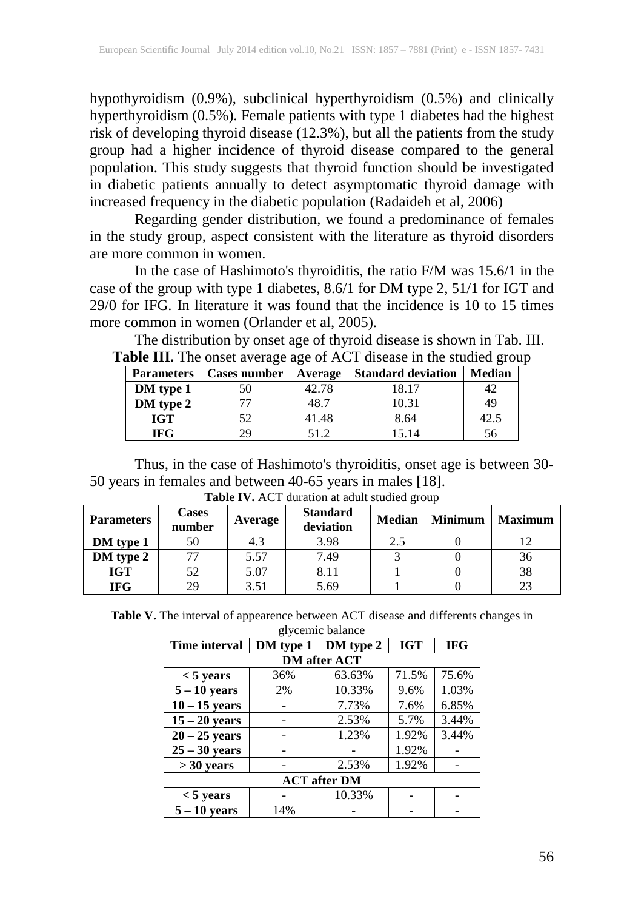hypothyroidism (0.9%), subclinical hyperthyroidism (0.5%) and clinically hyperthyroidism (0.5%). Female patients with type 1 diabetes had the highest risk of developing thyroid disease (12.3%), but all the patients from the study group had a higher incidence of thyroid disease compared to the general population. This study suggests that thyroid function should be investigated in diabetic patients annually to detect asymptomatic thyroid damage with increased frequency in the diabetic population (Radaideh et al, 2006)

Regarding gender distribution, we found a predominance of females in the study group, aspect consistent with the literature as thyroid disorders are more common in women.

In the case of Hashimoto's thyroiditis, the ratio F/M was 15.6/1 in the case of the group with type 1 diabetes, 8.6/1 for DM type 2, 51/1 for IGT and 29/0 for IFG. In literature it was found that the incidence is 10 to 15 times more common in women (Orlander et al, 2005).

The distribution by onset age of thyroid disease is shown in Tab. III.

**Table III.** The onset average age of ACT disease in the studied group

| Parameters | Cases number | Average | Standard deviation | Median |
|---|---|---|---|---|
| DM type 1 | 50 | 42.78 | 18.17 | 42 |
| DM type 2 | 77 | 48.7 | 10.31 | 49 |
| IGT | 52 | 41.48 | 8.64 | 42.5 |
| IFG | 29 | 51.2 | 15.14 | 56 |

Thus, in the case of Hashimoto's thyroiditis, onset age is between 30-50 years in females and between 40-65 years in males [18].

**Table IV.** ACT duration at adult studied group

| Parameters | Cases number | Average | Standard deviation | Median | Minimum | Maximum |
|---|---|---|---|---|---|---|
| DM type 1 | 50 | 4.3 | 3.98 | 2.5 | 0 | 12 |
| DM type 2 | 77 | 5.57 | 7.49 | 3 | 0 | 36 |
| IGT | 52 | 5.07 | 8.11 | 1 | 0 | 38 |
| IFG | 29 | 3.51 | 5.69 | 1 | 0 | 23 |

**Table V.** The interval of appearence between ACT disease and differents changes in glycemic balance

| Time interval | DM type 1 | DM type 2 | IGT | IFG |
|---|---|---|---|---|
| **DM after ACT** | | | | |
| < 5 years | 36% | 63.63% | 71.5% | 75.6% |
| 5 – 10 years | 2% | 10.33% | 9.6% | 1.03% |
| 10 – 15 years | - | 7.73% | 7.6% | 6.85% |
| 15 – 20 years | - | 2.53% | 5.7% | 3.44% |
| 20 – 25 years | - | 1.23% | 1.92% | 3.44% |
| 25 – 30 years | - | - | 1.92% | - |
| > 30 years | - | 2.53% | 1.92% | - |
| **ACT after DM** | | | | |
| < 5 years | - | 10.33% | - | - |
| 5 – 10 years | 14% | - | - | - |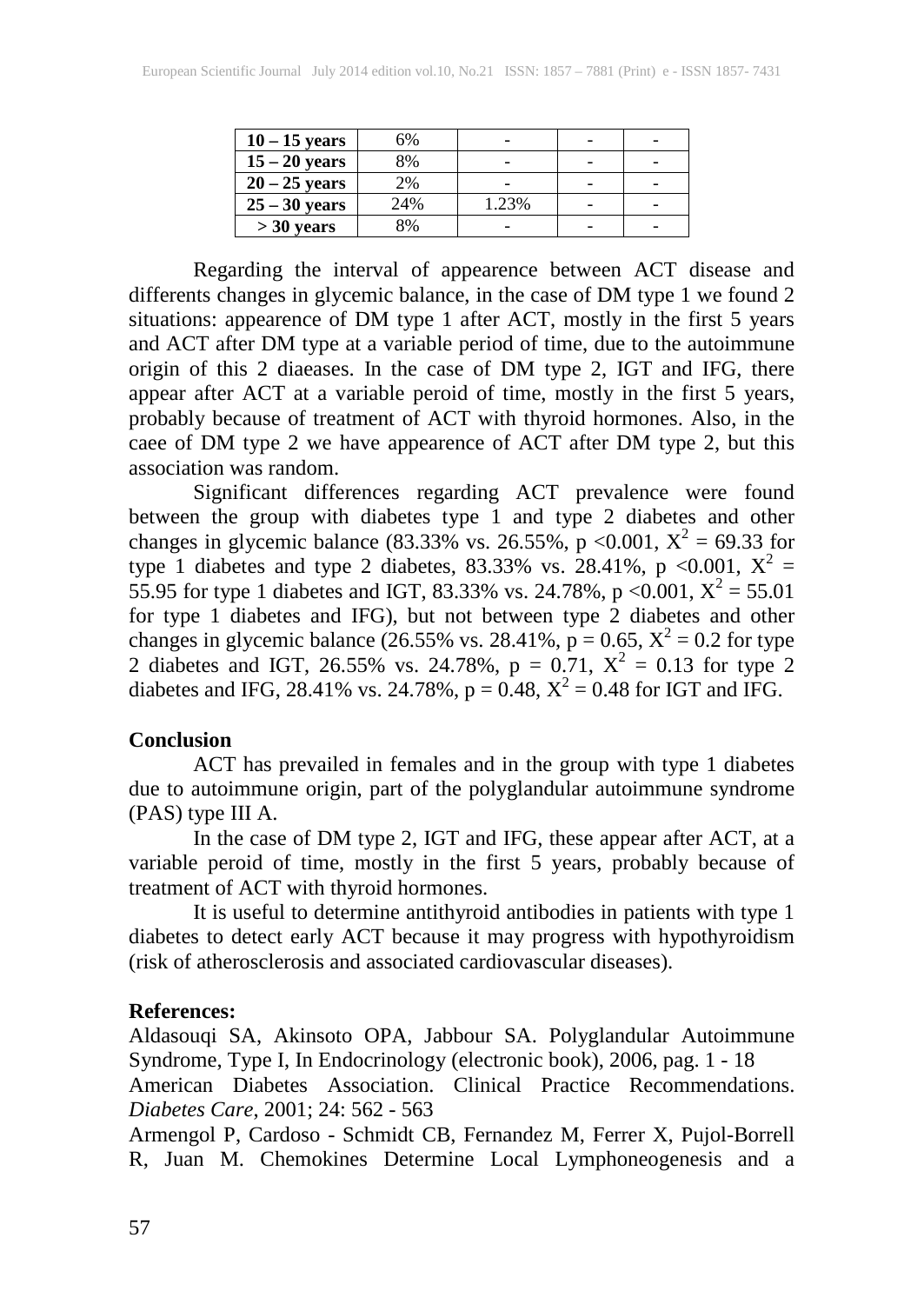| 10 – 15 years | 6% | - | - | - |
|---|---|---|---|---|
| 15 – 20 years | 8% | - | - | - |
| 20 – 25 years | 2% | - | - | - |
| 25 – 30 years | 24% | 1.23% | - | - |
| > 30 years | 8% | - | - | - |

Regarding the interval of appearence between ACT disease and differents changes in glycemic balance, in the case of DM type 1 we found 2 situations: appearence of DM type 1 after ACT, mostly in the first 5 years and ACT after DM type at a variable period of time, due to the autoimmune origin of this 2 diaeases. In the case of DM type 2, IGT and IFG, there appear after ACT at a variable peroid of time, mostly in the first 5 years, probably because of treatment of ACT with thyroid hormones. Also, in the caee of DM type 2 we have appearence of ACT after DM type 2, but this association was random.

Significant differences regarding ACT prevalence were found between the group with diabetes type 1 and type 2 diabetes and other changes in glycemic balance (83.33% vs. 26.55%, $p < 0.001$, $X^2 = 69.33$ for type 1 diabetes and type 2 diabetes, 83.33% vs. 28.41%, $p < 0.001$, $X^2 = 55.95$ for type 1 diabetes and IGT, 83.33% vs. 24.78%, $p < 0.001$, $X^2 = 55.01$ for type 1 diabetes and IFG), but not between type 2 diabetes and other changes in glycemic balance (26.55% vs. 28.41%, $p = 0.65$, $X^2 = 0.2$ for type 2 diabetes and IGT, 26.55% vs. 24.78%, $p = 0.71$, $X^2 = 0.13$ for type 2 diabetes and IFG, 28.41% vs. 24.78%, $p = 0.48$, $X^2 = 0.48$ for IGT and IFG.

## Conclusion

ACT has prevailed in females and in the group with type 1 diabetes due to autoimmune origin, part of the polyglandular autoimmune syndrome (PAS) type III A.

In the case of DM type 2, IGT and IFG, these appear after ACT, at a variable peroid of time, mostly in the first 5 years, probably because of treatment of ACT with thyroid hormones.

It is useful to determine antithyroid antibodies in patients with type 1 diabetes to detect early ACT because it may progress with hypothyroidism (risk of atherosclerosis and associated cardiovascular diseases).

## References:

Aldasouqi SA, Akinsoto OPA, Jabbour SA. Polyglandular Autoimmune Syndrome, Type I, In Endocrinology (electronic book), 2006, pag. 1 - 18

American Diabetes Association. Clinical Practice Recommendations. *Diabetes Care*, 2001; 24: 562 - 563

Armengol P, Cardoso - Schmidt CB, Fernandez M, Ferrer X, Pujol-Borrell R, Juan M. Chemokines Determine Local Lymphoneogenesis and a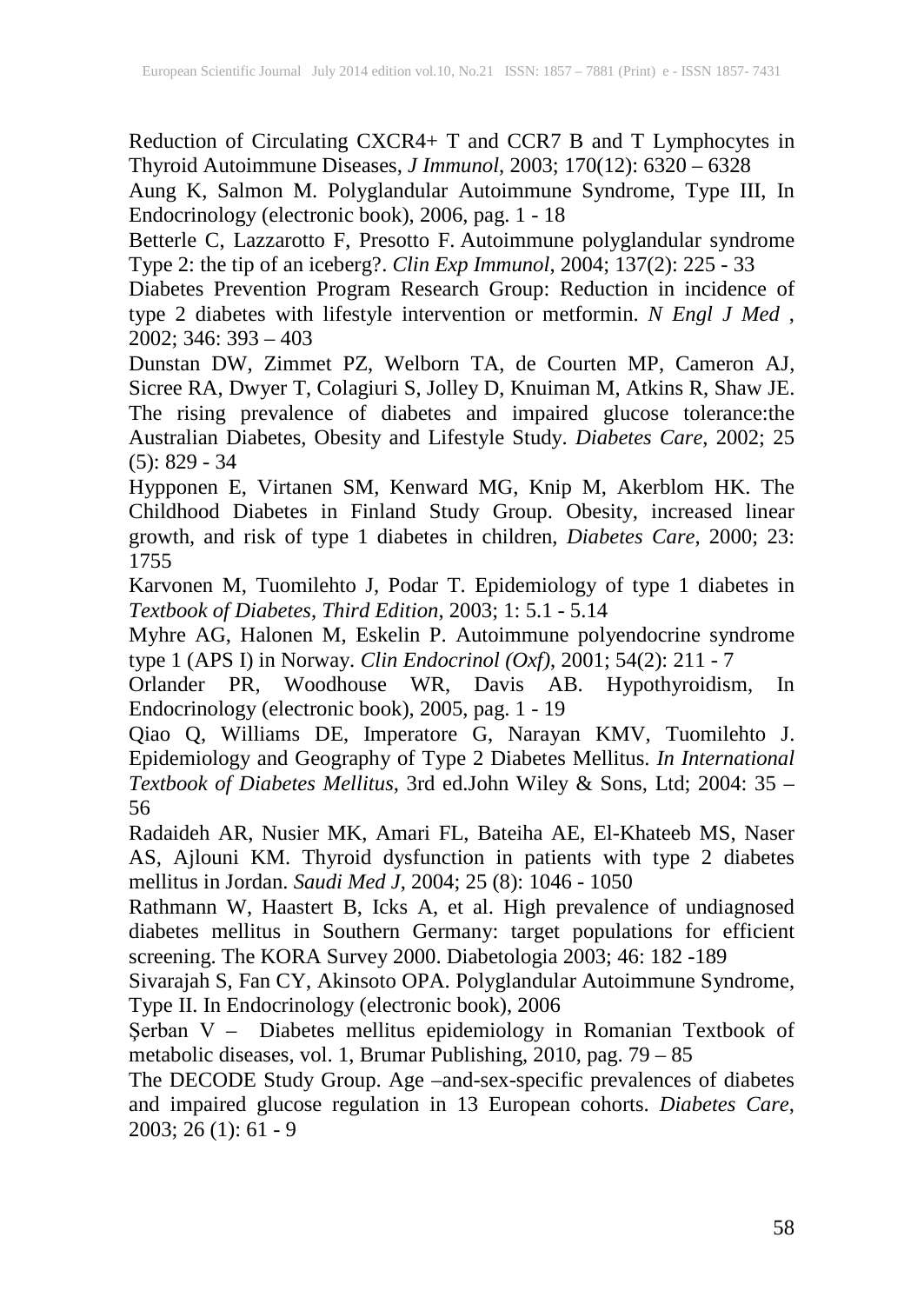Reduction of Circulating CXCR4+ T and CCR7 B and T Lymphocytes in Thyroid Autoimmune Diseases, *J Immunol*, 2003; 170(12): 6320 – 6328

Aung K, Salmon M. Polyglandular Autoimmune Syndrome, Type III, In Endocrinology (electronic book), 2006, pag. 1 - 18

Betterle C, Lazzarotto F, Presotto F. Autoimmune polyglandular syndrome Type 2: the tip of an iceberg?. *Clin Exp Immunol*, 2004; 137(2): 225 - 33

Diabetes Prevention Program Research Group: Reduction in incidence of type 2 diabetes with lifestyle intervention or metformin. *N Engl J Med* , 2002; 346: 393 – 403

Dunstan DW, Zimmet PZ, Welborn TA, de Courten MP, Cameron AJ, Sicree RA, Dwyer T, Colagiuri S, Jolley D, Knuiman M, Atkins R, Shaw JE. The rising prevalence of diabetes and impaired glucose tolerance:the Australian Diabetes, Obesity and Lifestyle Study. *Diabetes Care*, 2002; 25 (5): 829 - 34

Hypponen E, Virtanen SM, Kenward MG, Knip M, Akerblom HK. The Childhood Diabetes in Finland Study Group. Obesity, increased linear growth, and risk of type 1 diabetes in children, *Diabetes Care*, 2000; 23: 1755

Karvonen M, Tuomilehto J, Podar T. Epidemiology of type 1 diabetes in *Textbook of Diabetes*, *Third Edition*, 2003; 1: 5.1 - 5.14

Myhre AG, Halonen M, Eskelin P. Autoimmune polyendocrine syndrome type 1 (APS I) in Norway. *Clin Endocrinol (Oxf)*, 2001; 54(2): 211 - 7

Orlander PR, Woodhouse WR, Davis AB. Hypothyroidism, In Endocrinology (electronic book), 2005, pag. 1 - 19

Qiao Q, Williams DE, Imperatore G, Narayan KMV, Tuomilehto J. Epidemiology and Geography of Type 2 Diabetes Mellitus. *In International Textbook of Diabetes Mellitus*, 3rd ed.John Wiley & Sons, Ltd; 2004: 35 – 56

Radaideh AR, Nusier MK, Amari FL, Bateiha AE, El-Khateeb MS, Naser AS, Ajlouni KM. Thyroid dysfunction in patients with type 2 diabetes mellitus in Jordan. *Saudi Med J*, 2004; 25 (8): 1046 - 1050

Rathmann W, Haastert B, Icks A, et al. High prevalence of undiagnosed diabetes mellitus in Southern Germany: target populations for efficient screening. The KORA Survey 2000. Diabetologia 2003; 46: 182 -189

Sivarajah S, Fan CY, Akinsoto OPA. Polyglandular Autoimmune Syndrome, Type II. In Endocrinology (electronic book), 2006

Şerban V – Diabetes mellitus epidemiology in Romanian Textbook of metabolic diseases, vol. 1, Brumar Publishing, 2010, pag. 79 – 85

The DECODE Study Group. Age –and-sex-specific prevalences of diabetes and impaired glucose regulation in 13 European cohorts. *Diabetes Care*, 2003; 26 (1): 61 - 9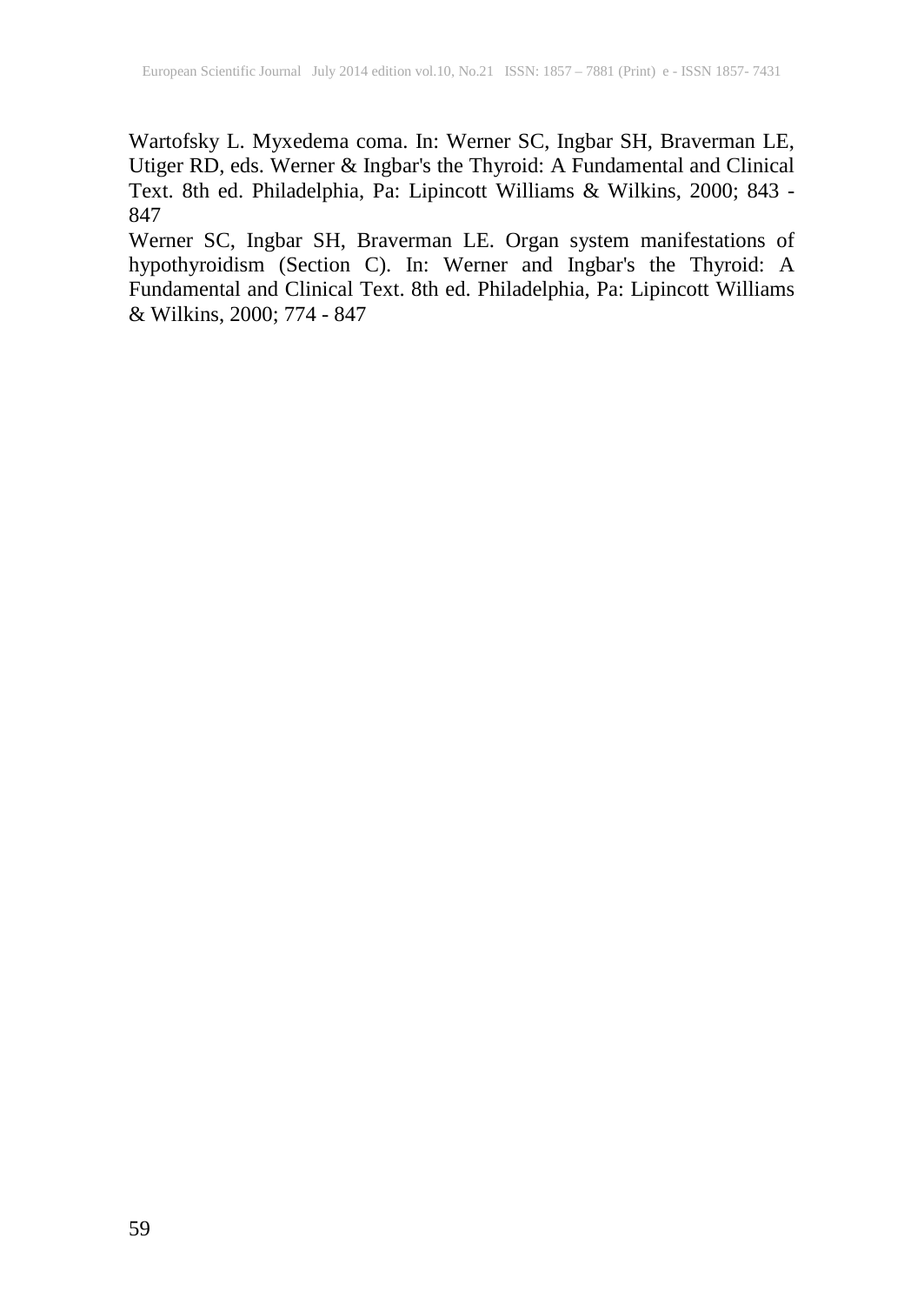Wartofsky L. Myxedema coma. In: Werner SC, Ingbar SH, Braverman LE, Utiger RD, eds. Werner & Ingbar's the Thyroid: A Fundamental and Clinical Text. 8th ed. Philadelphia, Pa: Lipincott Williams & Wilkins, 2000; 843 - 847

Werner SC, Ingbar SH, Braverman LE. Organ system manifestations of hypothyroidism (Section C). In: Werner and Ingbar's the Thyroid: A Fundamental and Clinical Text. 8th ed. Philadelphia, Pa: Lipincott Williams & Wilkins, 2000; 774 - 847